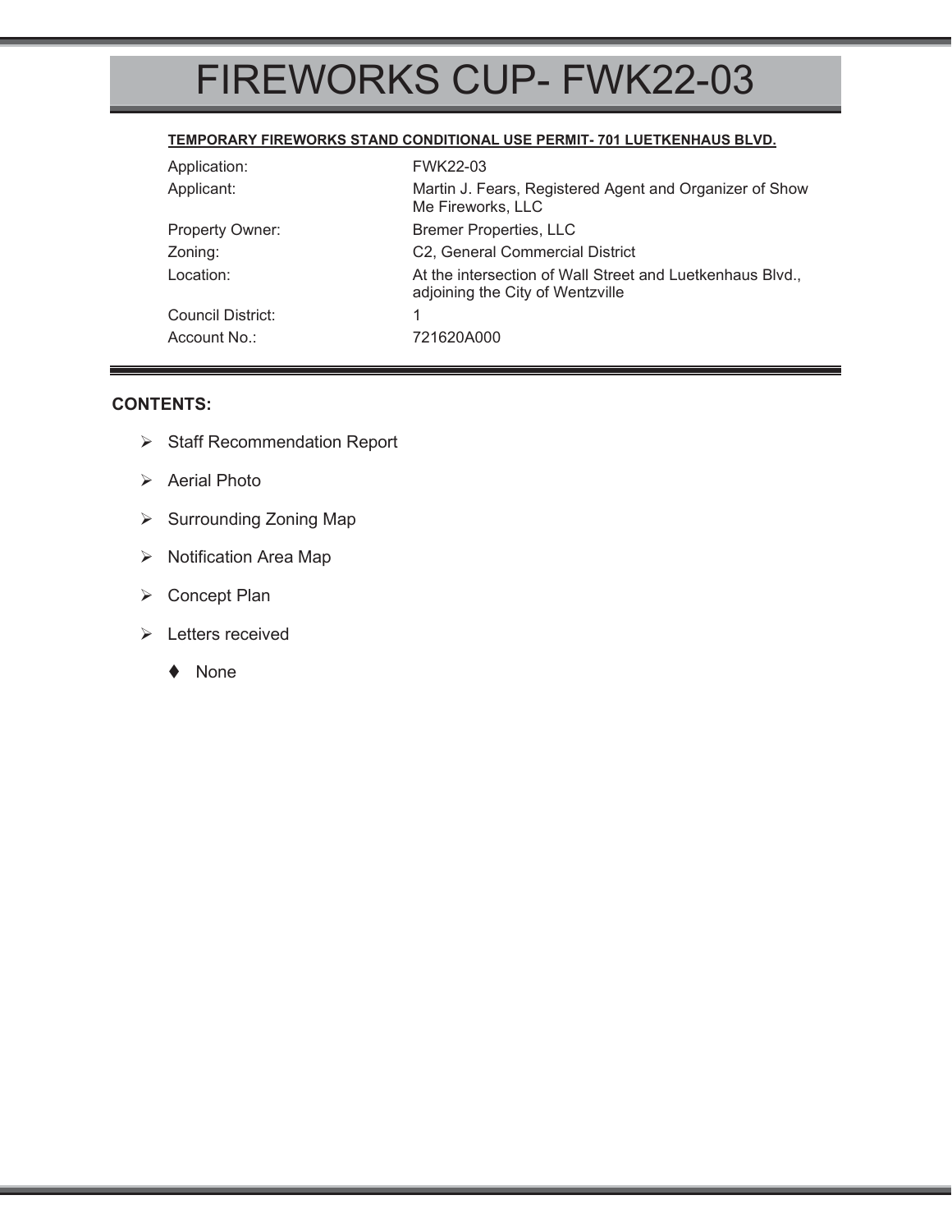# FIREWORKS CUP- FWK22-03

**TEMPORARY FIREWORKS STAND CONDITIONAL USE PERMIT- 701 LUETKENHAUS BLVD.**

| | |
|---|---|
| Application: | FWK22-03 |
| Applicant: | Martin J. Fears, Registered Agent and Organizer of Show Me Fireworks, LLC |
| Property Owner: | Bremer Properties, LLC |
| Zoning: | C2, General Commercial District |
| Location: | At the intersection of Wall Street and Luetkenhaus Blvd., adjoining the City of Wentzville |
| Council District: | 1 |
| Account No.: | 721620A000 |

**CONTENTS:**

- Staff Recommendation Report
- Aerial Photo
- Surrounding Zoning Map
- Notification Area Map
- Concept Plan
- Letters received
  - None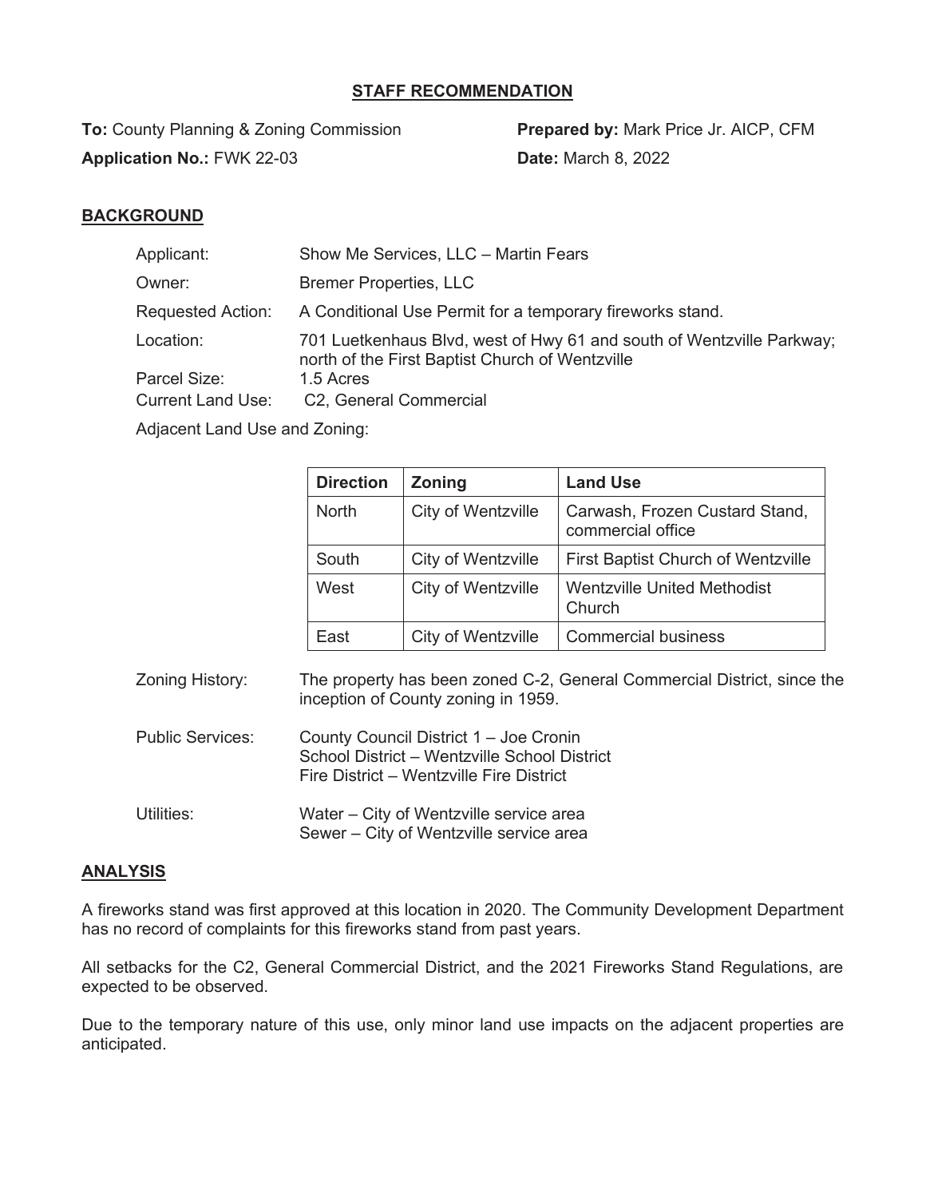## STAFF RECOMMENDATION

**To:** County Planning & Zoning Commission

**Prepared by:** Mark Price Jr. AICP, CFM

**Application No.:** FWK 22-03

**Date:** March 8, 2022

## BACKGROUND

Applicant: Show Me Services, LLC – Martin Fears

Owner: Bremer Properties, LLC

Requested Action: A Conditional Use Permit for a temporary fireworks stand.

Location: 701 Luetkenhaus Blvd, west of Hwy 61 and south of Wentzville Parkway; north of the First Baptist Church of Wentzville

Parcel Size: 1.5 Acres

Current Land Use: C2, General Commercial

Adjacent Land Use and Zoning:

| Direction | Zoning | Land Use |
|---|---|---|
| North | City of Wentzville | Carwash, Frozen Custard Stand, commercial office |
| South | City of Wentzville | First Baptist Church of Wentzville |
| West | City of Wentzville | Wentzville United Methodist Church |
| East | City of Wentzville | Commercial business |

Zoning History: The property has been zoned C-2, General Commercial District, since the inception of County zoning in 1959.

Public Services: County Council District 1 – Joe Cronin
School District – Wentzville School District
Fire District – Wentzville Fire District

Utilities: Water – City of Wentzville service area
Sewer – City of Wentzville service area

## ANALYSIS

A fireworks stand was first approved at this location in 2020. The Community Development Department has no record of complaints for this fireworks stand from past years.

All setbacks for the C2, General Commercial District, and the 2021 Fireworks Stand Regulations, are expected to be observed.

Due to the temporary nature of this use, only minor land use impacts on the adjacent properties are anticipated.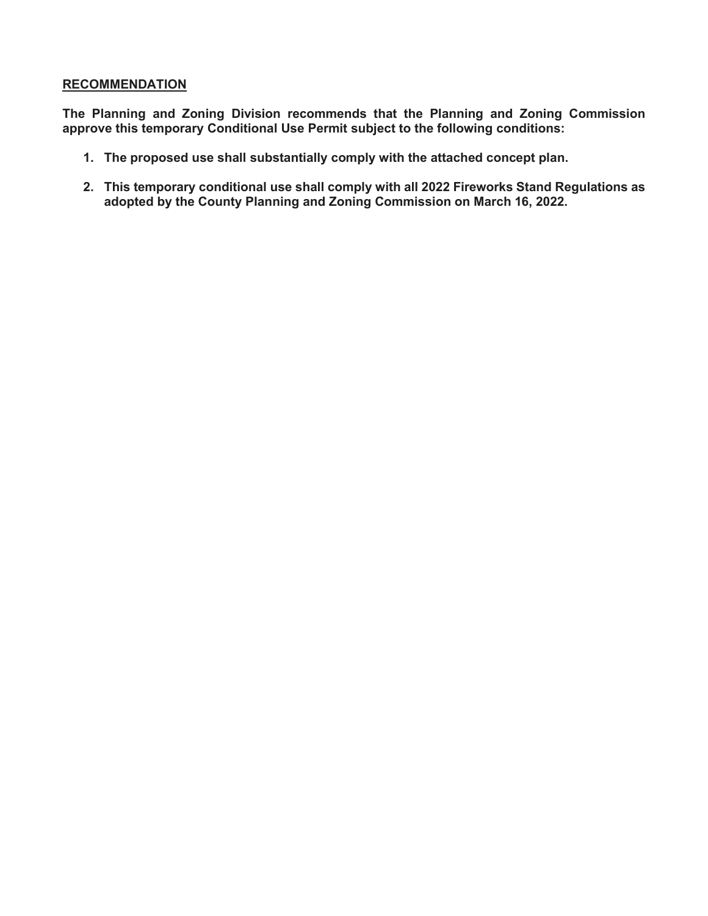## RECOMMENDATION

**The Planning and Zoning Division recommends that the Planning and Zoning Commission approve this temporary Conditional Use Permit subject to the following conditions:**

1. **The proposed use shall substantially comply with the attached concept plan.**
2. **This temporary conditional use shall comply with all 2022 Fireworks Stand Regulations as adopted by the County Planning and Zoning Commission on March 16, 2022.**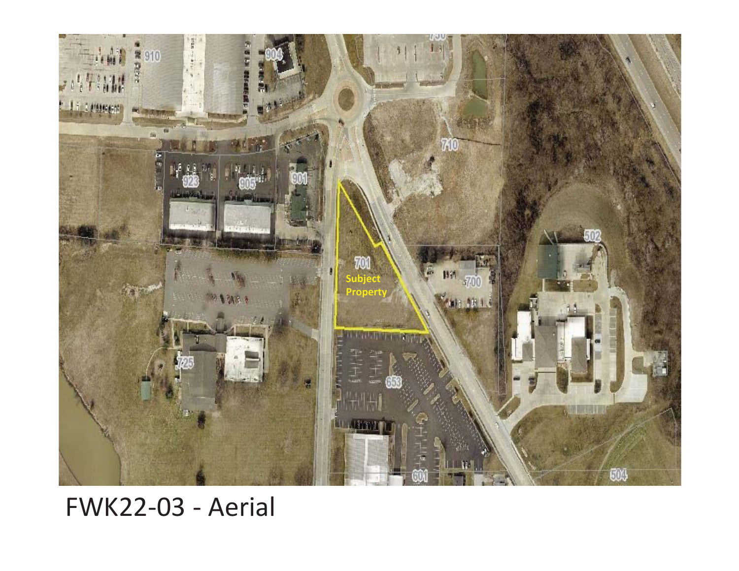FWK22-03 - Aerial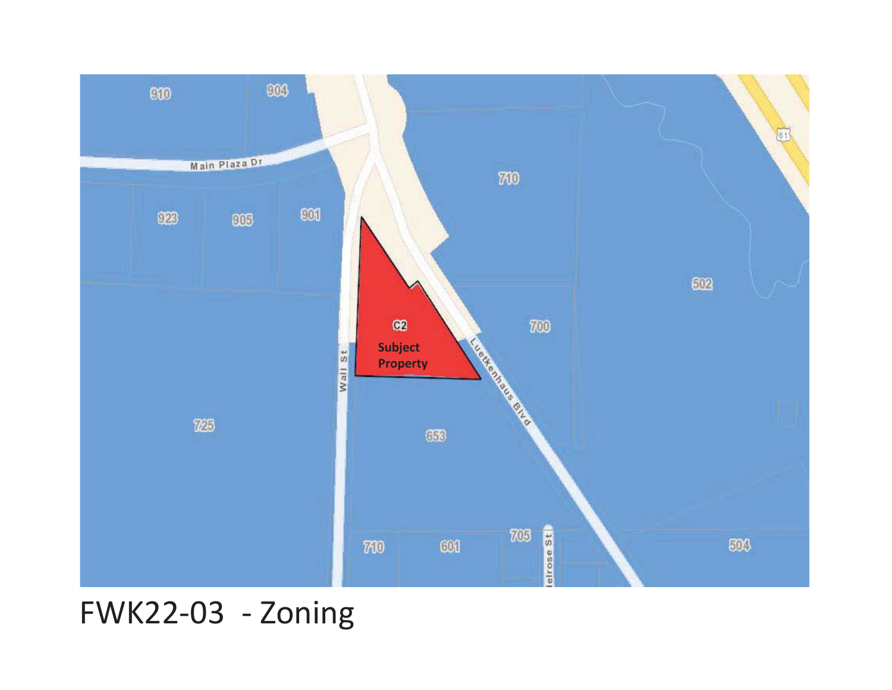910

904

Main Plaza Dr

923

905

901

710

502

C2

Subject Property

700

Wall St

Luetkenhaus Blvd

725

653

710

601

705

Melrose St

504

FWK22-03 - Zoning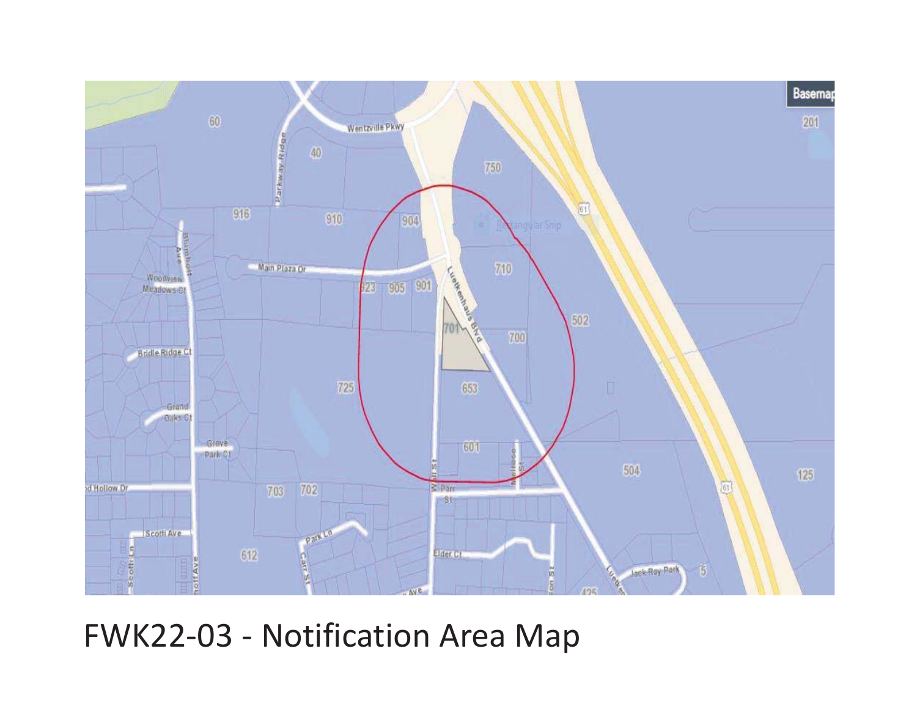FWK22-03 - Notification Area Map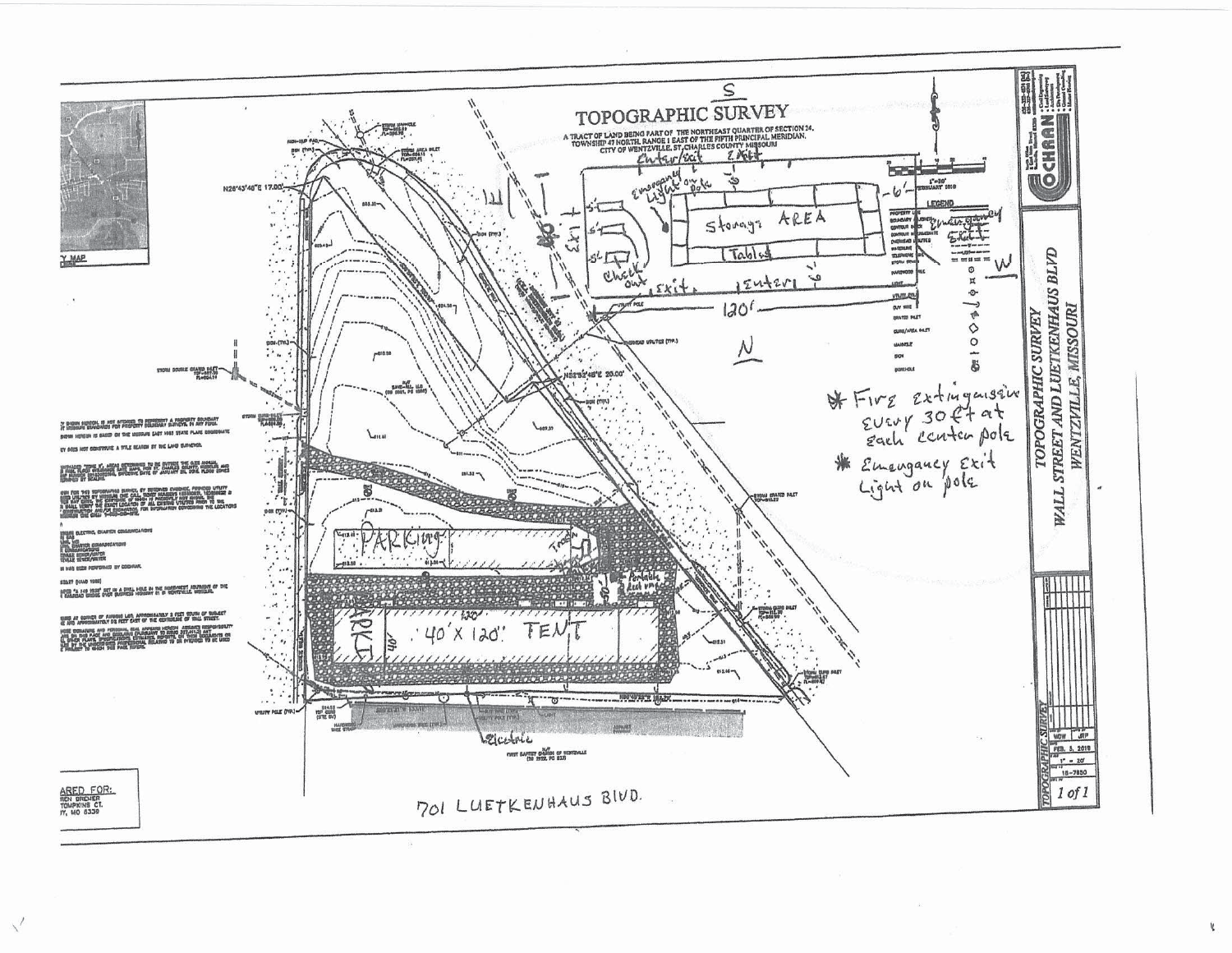# TOPOGRAPHIC SURVEY

A TRACT OF LAND BEING PART OF THE NORTHEAST QUARTER OF SECTION 24, TOWNSHIP 47 NORTH, RANGE 1 EAST OF THE FIFTH PRINCIPAL MERIDIAN, CITY OF WENTZVILLE, ST. CHARLES COUNTY MISSOURI

S

Enter/exit

EXIT

Emergency Light on Pole

Storage AREA

Tables

Check out

Exit

Enter

Emergency Exit

120'

6'

N

W

E

* Fire extinguisher every 30 ft at each center pole

* Emergency Exit Light on pole

PARKING

Portable Rest room

40' X 120' TENT

Electric

N26°43'46"E 17.00'

N52°32'48"E 20.00'

701 LUETKENHAUS BLVD.

FIRST BAPTIST CHURCH OF WENTZVILLE

LEGEND

1" = 20'

TOPOGRAPHIC SURVEY
WALL STREET AND LUETKENHAUS BLVD
WENTZVILLE, MISSOURI

COCHRAN

FEB. 5, 2018

1" = 20'

18-7850

1 of 1

PREPARED FOR:
TOMPKINS CT.
MO 6336